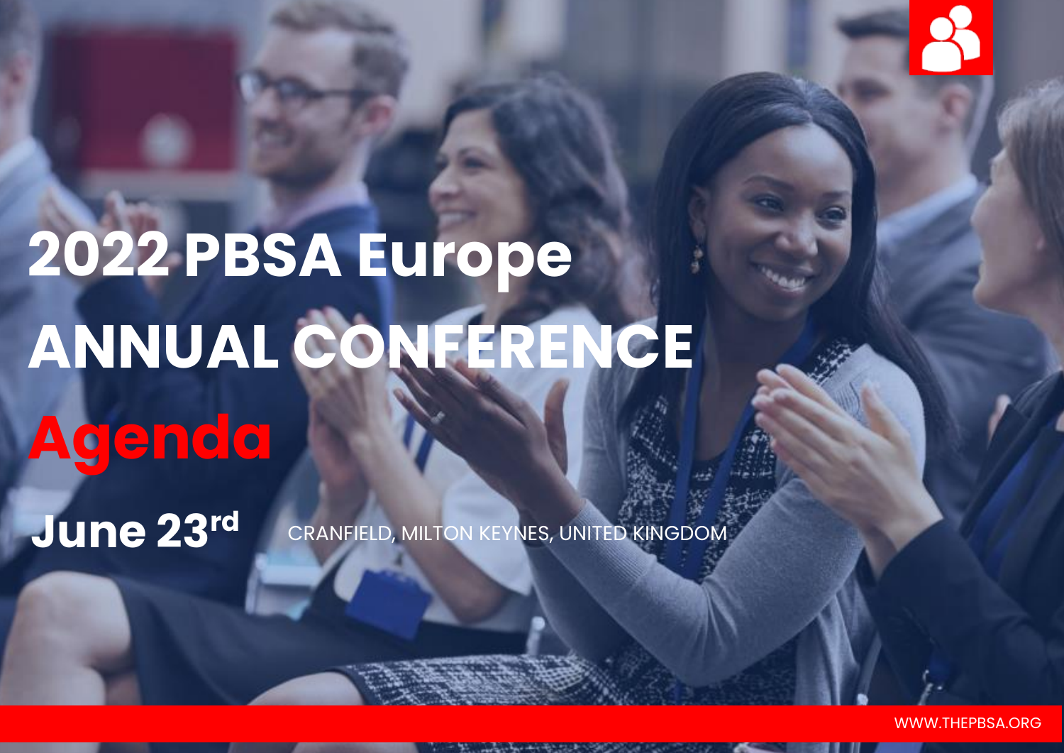# 2022 PBSA Europe ANNUAL CONFERENCE

## Agenda

**June 23rd** CRANFIELD, MILTON KEYNES, UNITED KINGDOM

WWW.THEPBSA.ORG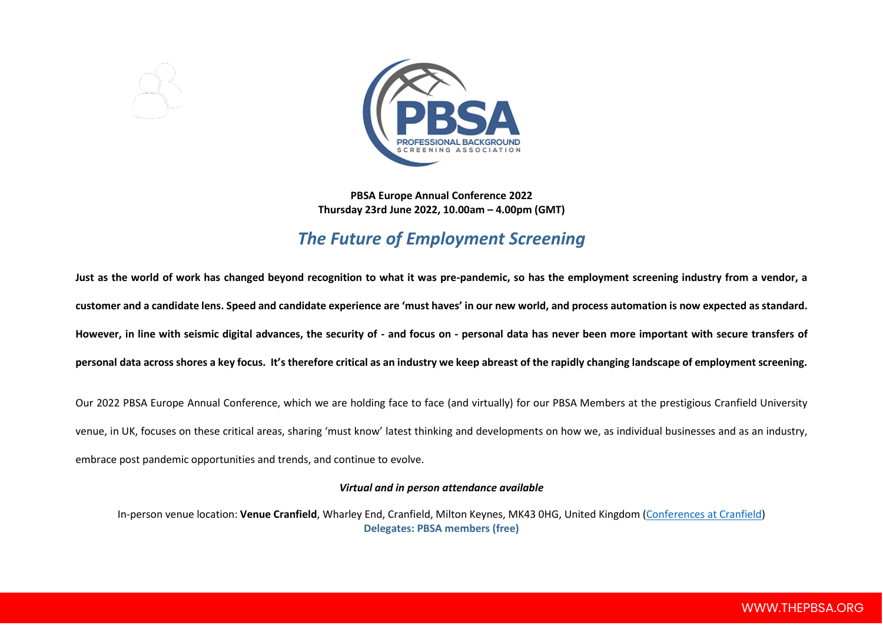**PBSA Europe Annual Conference 2022**
**Thursday 23rd June 2022, 10.00am – 4.00pm (GMT)**

## *The Future of Employment Screening*

**Just as the world of work has changed beyond recognition to what it was pre-pandemic, so has the employment screening industry from a vendor, a customer and a candidate lens. Speed and candidate experience are 'must haves' in our new world, and process automation is now expected as standard. However, in line with seismic digital advances, the security of - and focus on - personal data has never been more important with secure transfers of personal data across shores a key focus. It's therefore critical as an industry we keep abreast of the rapidly changing landscape of employment screening.**

Our 2022 PBSA Europe Annual Conference, which we are holding face to face (and virtually) for our PBSA Members at the prestigious Cranfield University venue, in UK, focuses on these critical areas, sharing 'must know' latest thinking and developments on how we, as individual businesses and as an industry, embrace post pandemic opportunities and trends, and continue to evolve.

***Virtual and in person attendance available***

In-person venue location: **Venue Cranfield**, Wharley End, Cranfield, Milton Keynes, MK43 0HG, United Kingdom (Conferences at Cranfield)
**Delegates: PBSA members (free)**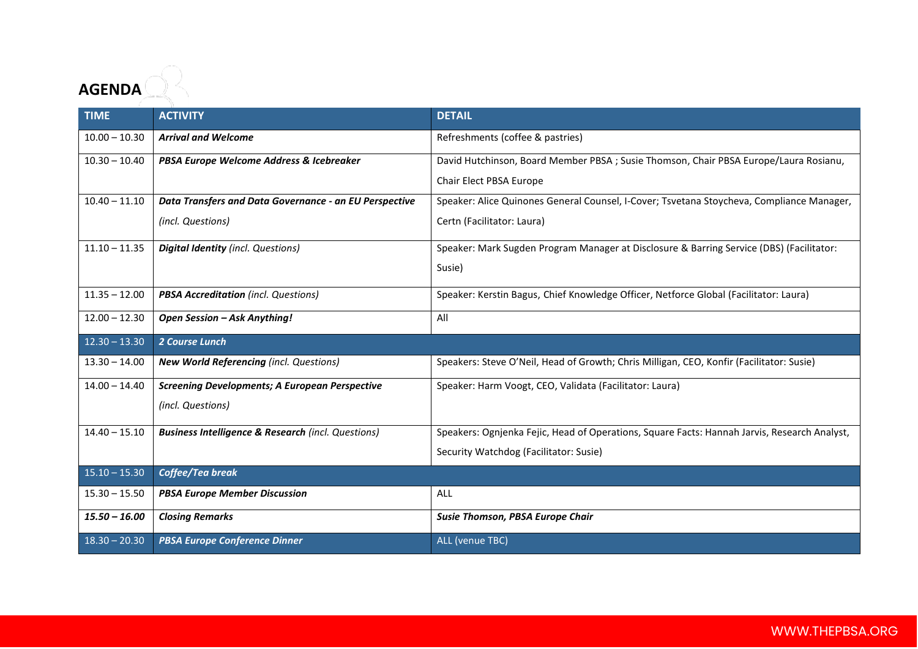## AGENDA

| TIME | ACTIVITY | DETAIL |
|---|---|---|
| 10.00 – 10.30 | ***Arrival and Welcome*** | Refreshments (coffee & pastries) |
| 10.30 – 10.40 | ***PBSA Europe Welcome Address & Icebreaker*** | David Hutchinson, Board Member PBSA ; Susie Thomson, Chair PBSA Europe/Laura Rosianu, Chair Elect PBSA Europe |
| 10.40 – 11.10 | ***Data Transfers and Data Governance - an EU Perspective*** *(incl. Questions)* | Speaker: Alice Quinones General Counsel, I-Cover; Tsvetana Stoycheva, Compliance Manager, Certn (Facilitator: Laura) |
| 11.10 – 11.35 | ***Digital Identity*** *(incl. Questions)* | Speaker: Mark Sugden Program Manager at Disclosure & Barring Service (DBS) (Facilitator: Susie) |
| 11.35 – 12.00 | ***PBSA Accreditation*** *(incl. Questions)* | Speaker: Kerstin Bagus, Chief Knowledge Officer, Netforce Global (Facilitator: Laura) |
| 12.00 – 12.30 | ***Open Session – Ask Anything!*** | All |
| 12.30 – 13.30 | ***2 Course Lunch*** | |
| 13.30 – 14.00 | ***New World Referencing*** *(incl. Questions)* | Speakers: Steve O'Neil, Head of Growth; Chris Milligan, CEO, Konfir (Facilitator: Susie) |
| 14.00 – 14.40 | ***Screening Developments; A European Perspective*** *(incl. Questions)* | Speaker: Harm Voogt, CEO, Validata (Facilitator: Laura) |
| 14.40 – 15.10 | ***Business Intelligence & Research*** *(incl. Questions)* | Speakers: Ognjenka Fejic, Head of Operations, Square Facts: Hannah Jarvis, Research Analyst, Security Watchdog (Facilitator: Susie) |
| 15.10 – 15.30 | ***Coffee/Tea break*** | |
| 15.30 – 15.50 | ***PBSA Europe Member Discussion*** | ALL |
| ***15.50 – 16.00*** | ***Closing Remarks*** | ***Susie Thomson, PBSA Europe Chair*** |
| 18.30 – 20.30 | ***PBSA Europe Conference Dinner*** | ALL (venue TBC) |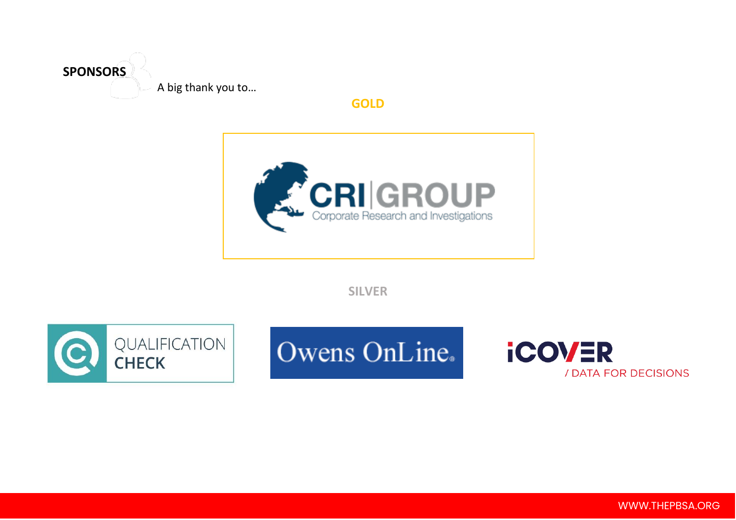## SPONSORS

A big thank you to…

**GOLD**

CRI | GROUP
Corporate Research and Investigations

**SILVER**

QUALIFICATION CHECK

Owens OnLine.

iCOVER
/ DATA FOR DECISIONS

WWW.THEPBSA.ORG